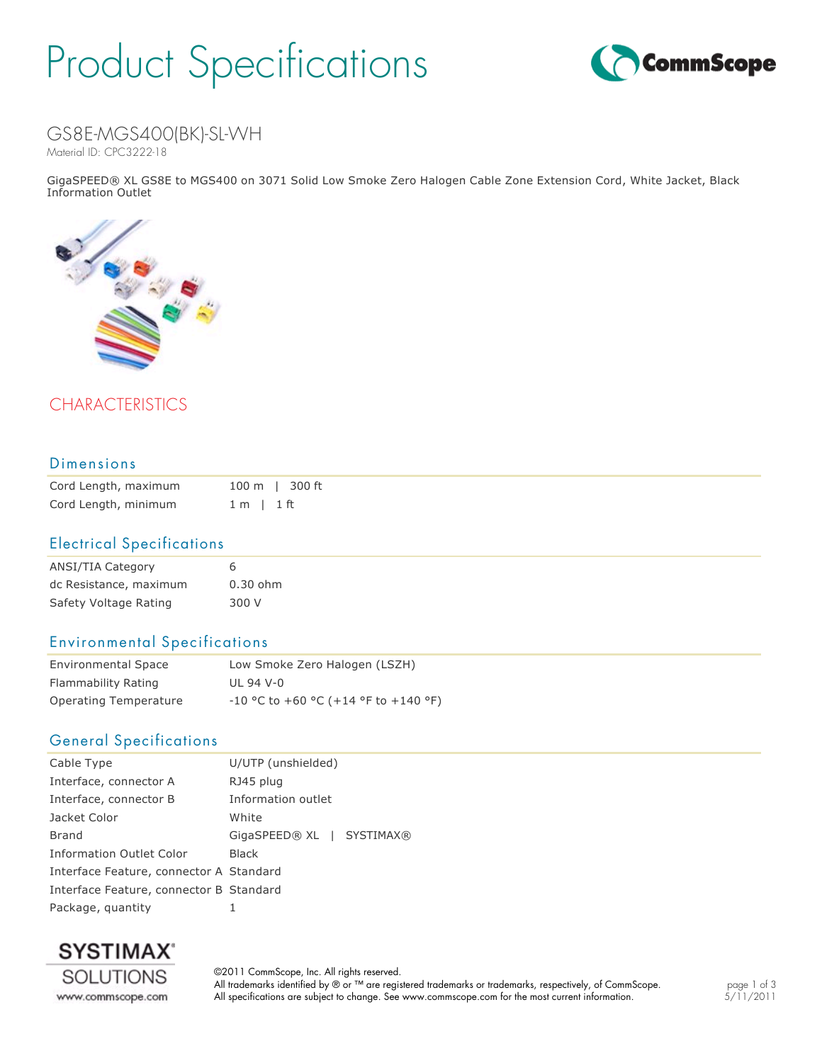# Product Specifications

CommScope

## GS8E-MGS400(BK)-SL-WH

Material ID: CPC3222-18

GigaSPEED® XL GS8E to MGS400 on 3071 Solid Low Smoke Zero Halogen Cable Zone Extension Cord, White Jacket, Black Information Outlet

## CHARACTERISTICS

### Dimensions

| | |
|---|---|
| Cord Length, maximum | 100 m \| 300 ft |
| Cord Length, minimum | 1 m \| 1 ft |

### Electrical Specifications

| | |
|---|---|
| ANSI/TIA Category | 6 |
| dc Resistance, maximum | 0.30 ohm |
| Safety Voltage Rating | 300 V |

### Environmental Specifications

| | |
|---|---|
| Environmental Space | Low Smoke Zero Halogen (LSZH) |
| Flammability Rating | UL 94 V-0 |
| Operating Temperature | -10 °C to +60 °C (+14 °F to +140 °F) |

### General Specifications

| | |
|---|---|
| Cable Type | U/UTP (unshielded) |
| Interface, connector A | RJ45 plug |
| Interface, connector B | Information outlet |
| Jacket Color | White |
| Brand | GigaSPEED® XL \| SYSTIMAX® |
| Information Outlet Color | Black |
| Interface Feature, connector A | Standard |
| Interface Feature, connector B | Standard |
| Package, quantity | 1 |

SYSTIMAX® SOLUTIONS
www.commscope.com

©2011 CommScope, Inc. All rights reserved.
All trademarks identified by ® or ™ are registered trademarks or trademarks, respectively, of CommScope.
All specifications are subject to change. See www.commscope.com for the most current information.

5/11/2011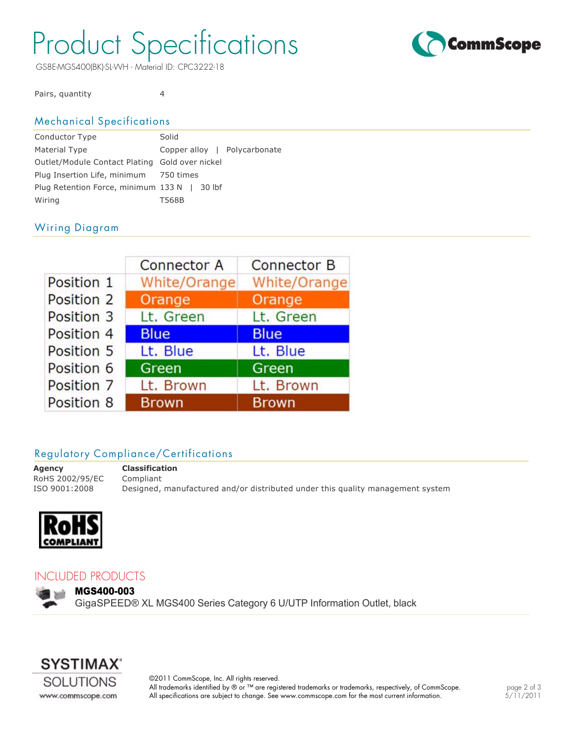# Product Specifications

GS8E-MGS400(BK)-SL-WH - Material ID: CPC3222-18

| | |
|---|---|
| Pairs, quantity | 4 |

## Mechanical Specifications

| | |
|---|---|
| Conductor Type | Solid |
| Material Type | Copper alloy \| Polycarbonate |
| Outlet/Module Contact Plating | Gold over nickel |
| Plug Insertion Life, minimum | 750 times |
| Plug Retention Force, minimum | 133 N \| 30 lbf |
| Wiring | T568B |

## Wiring Diagram

| | Connector A | Connector B |
|---|---|---|
| Position 1 | White/Orange | White/Orange |
| Position 2 | Orange | Orange |
| Position 3 | Lt. Green | Lt. Green |
| Position 4 | Blue | Blue |
| Position 5 | Lt. Blue | Lt. Blue |
| Position 6 | Green | Green |
| Position 7 | Lt. Brown | Lt. Brown |
| Position 8 | Brown | Brown |

## Regulatory Compliance/Certifications

| **Agency** | **Classification** |
|---|---|
| RoHS 2002/95/EC | Compliant |
| ISO 9001:2008 | Designed, manufactured and/or distributed under this quality management system |

RoHS COMPLIANT

## INCLUDED PRODUCTS

**MGS400-003**
GigaSPEED® XL MGS400 Series Category 6 U/UTP Information Outlet, black

SYSTIMAX® SOLUTIONS
www.commscope.com

©2011 CommScope, Inc. All rights reserved.
All trademarks identified by ® or ™ are registered trademarks or trademarks, respectively, of CommScope.
All specifications are subject to change. See www.commscope.com for the most current information.

5/11/2011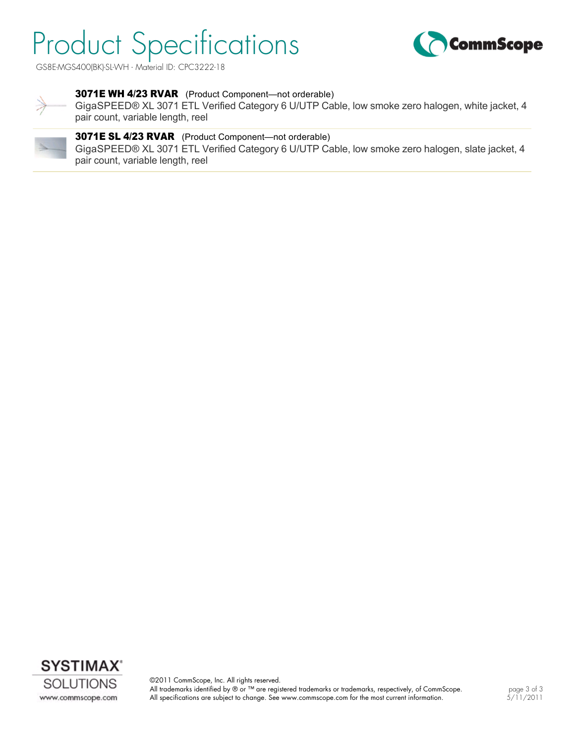**3071E WH 4/23 RVAR** (Product Component—not orderable)
GigaSPEED® XL 3071 ETL Verified Category 6 U/UTP Cable, low smoke zero halogen, white jacket, 4 pair count, variable length, reel

**3071E SL 4/23 RVAR** (Product Component—not orderable)
GigaSPEED® XL 3071 ETL Verified Category 6 U/UTP Cable, low smoke zero halogen, slate jacket, 4 pair count, variable length, reel